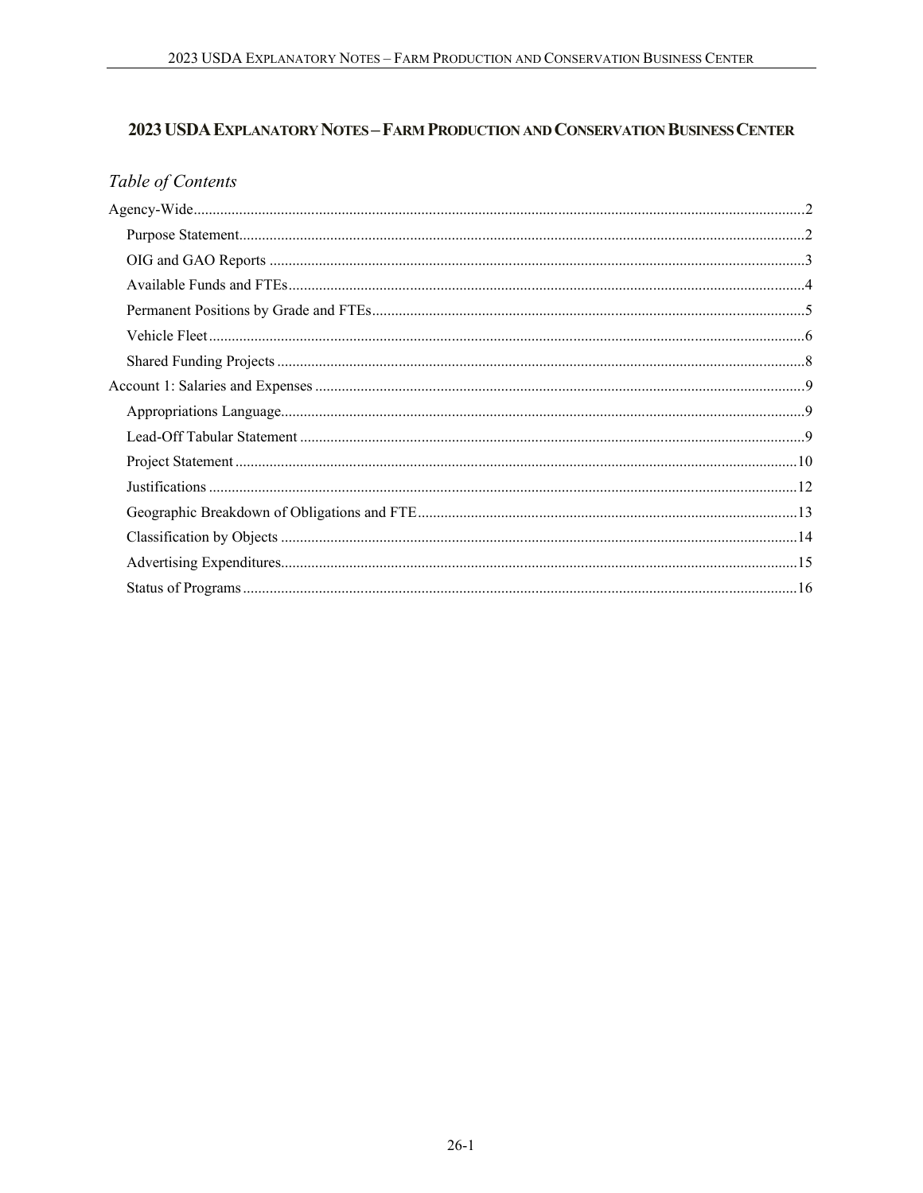# 2023 USDA Explanatory Notes – Farm Production and Conservation Business Center

## *Table of Contents*

- Agency-Wide ... 2
  - Purpose Statement ... 2
  - OIG and GAO Reports ... 3
  - Available Funds and FTEs ... 4
  - Permanent Positions by Grade and FTEs ... 5
  - Vehicle Fleet ... 6
  - Shared Funding Projects ... 8
- Account 1: Salaries and Expenses ... 9
  - Appropriations Language ... 9
  - Lead-Off Tabular Statement ... 9
  - Project Statement ... 10
  - Justifications ... 12
  - Geographic Breakdown of Obligations and FTE ... 13
  - Classification by Objects ... 14
  - Advertising Expenditures ... 15
  - Status of Programs ... 16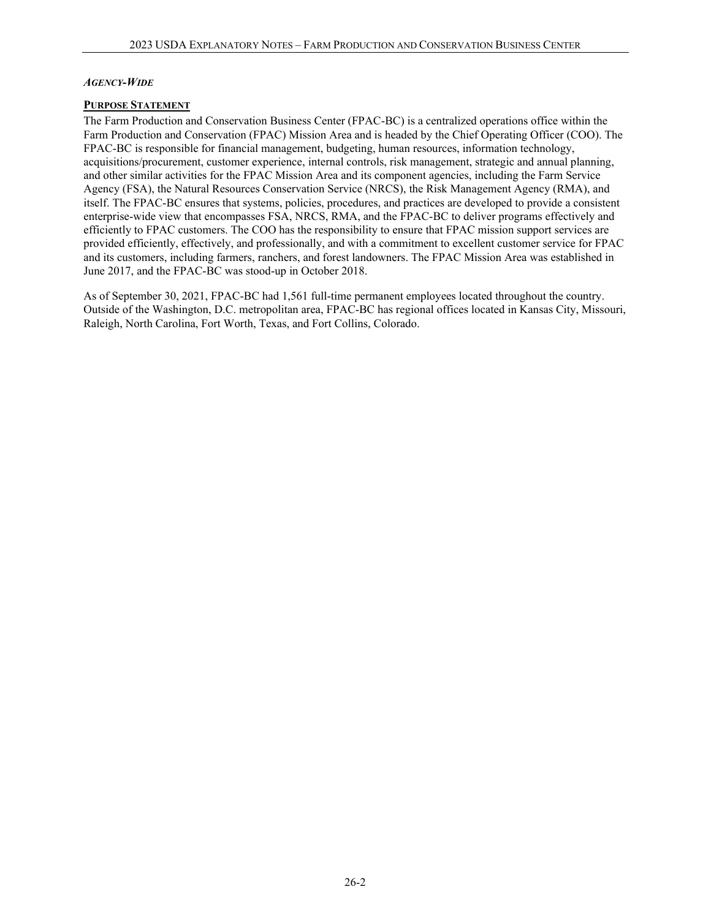***Agency-Wide***

**Purpose Statement**

The Farm Production and Conservation Business Center (FPAC-BC) is a centralized operations office within the Farm Production and Conservation (FPAC) Mission Area and is headed by the Chief Operating Officer (COO). The FPAC-BC is responsible for financial management, budgeting, human resources, information technology, acquisitions/procurement, customer experience, internal controls, risk management, strategic and annual planning, and other similar activities for the FPAC Mission Area and its component agencies, including the Farm Service Agency (FSA), the Natural Resources Conservation Service (NRCS), the Risk Management Agency (RMA), and itself. The FPAC-BC ensures that systems, policies, procedures, and practices are developed to provide a consistent enterprise-wide view that encompasses FSA, NRCS, RMA, and the FPAC-BC to deliver programs effectively and efficiently to FPAC customers. The COO has the responsibility to ensure that FPAC mission support services are provided efficiently, effectively, and professionally, and with a commitment to excellent customer service for FPAC and its customers, including farmers, ranchers, and forest landowners. The FPAC Mission Area was established in June 2017, and the FPAC-BC was stood-up in October 2018.

As of September 30, 2021, FPAC-BC had 1,561 full-time permanent employees located throughout the country. Outside of the Washington, D.C. metropolitan area, FPAC-BC has regional offices located in Kansas City, Missouri, Raleigh, North Carolina, Fort Worth, Texas, and Fort Collins, Colorado.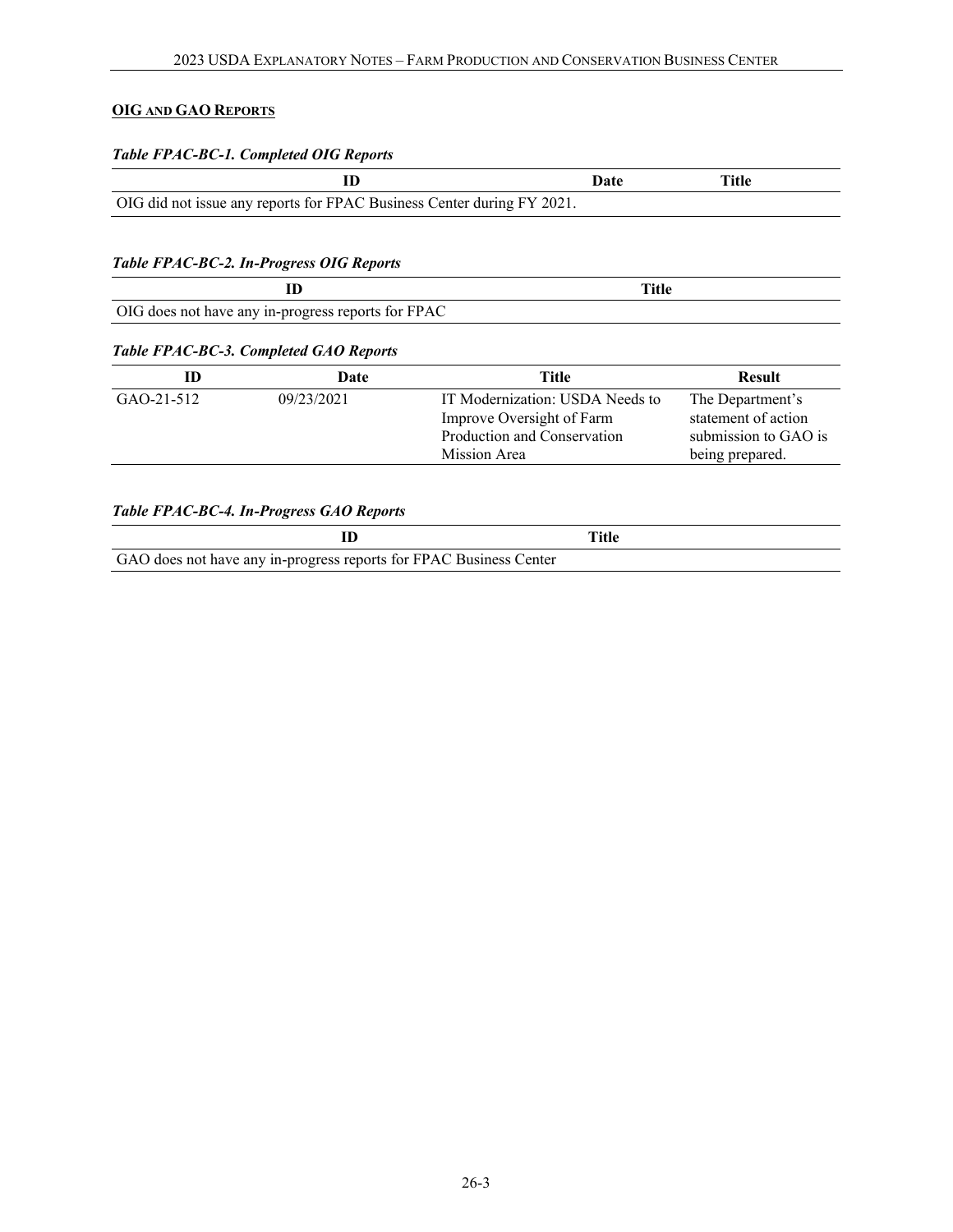## OIG AND GAO REPORTS

***Table FPAC-BC-1. Completed OIG Reports***

| ID | Date | Title |
|---|---|---|
| OIG did not issue any reports for FPAC Business Center during FY 2021. | | |

***Table FPAC-BC-2. In-Progress OIG Reports***

| ID | Title |
|---|---|
| OIG does not have any in-progress reports for FPAC | |

***Table FPAC-BC-3. Completed GAO Reports***

| ID | Date | Title | Result |
|---|---|---|---|
| GAO-21-512 | 09/23/2021 | IT Modernization: USDA Needs to Improve Oversight of Farm Production and Conservation Mission Area | The Department's statement of action submission to GAO is being prepared. |

***Table FPAC-BC-4. In-Progress GAO Reports***

| ID | Title |
|---|---|
| GAO does not have any in-progress reports for FPAC Business Center | |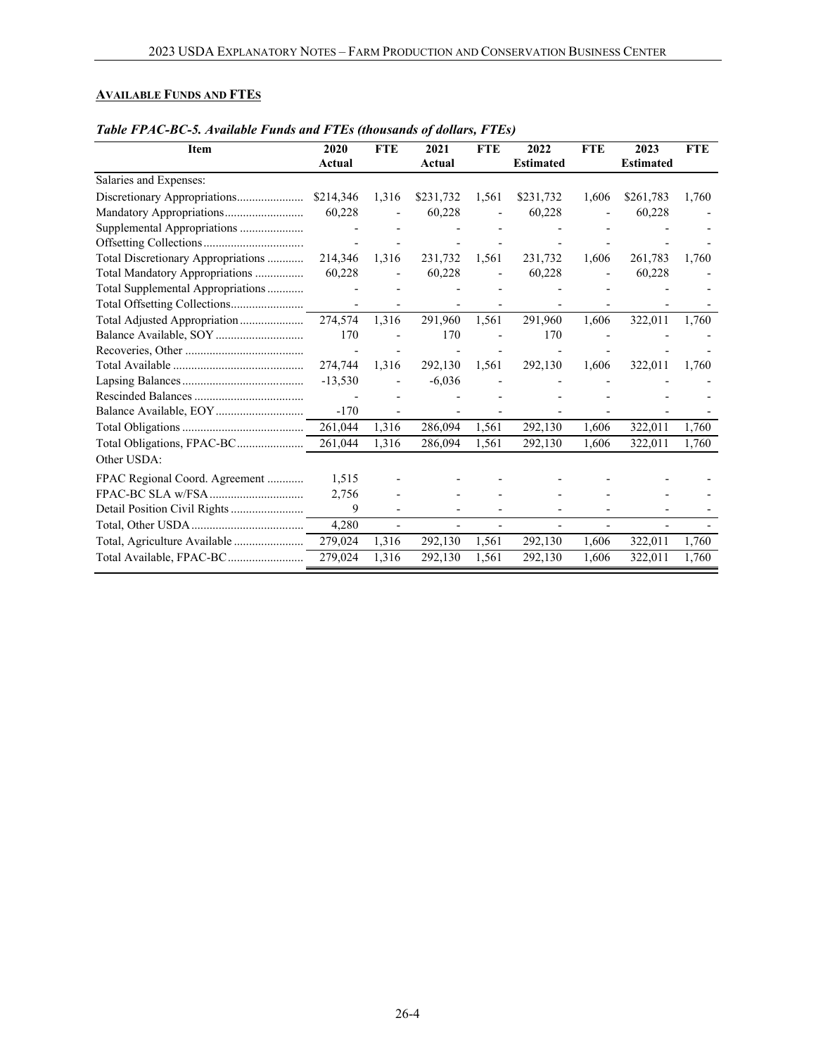## AVAILABLE FUNDS AND FTES

*Table FPAC-BC-5. Available Funds and FTEs (thousands of dollars, FTEs)*

| Item | 2020 Actual | FTE | 2021 Actual | FTE | 2022 Estimated | FTE | 2023 Estimated | FTE |
|---|---|---|---|---|---|---|---|---|
| Salaries and Expenses: | | | | | | | | |
| Discretionary Appropriations | $214,346 | 1,316 | $231,732 | 1,561 | $231,732 | 1,606 | $261,783 | 1,760 |
| Mandatory Appropriations | 60,228 | - | 60,228 | - | 60,228 | - | 60,228 | - |
| Supplemental Appropriations | - | - | - | - | - | - | - | - |
| Offsetting Collections | - | - | - | - | - | - | - | - |
| Total Discretionary Appropriations | 214,346 | 1,316 | 231,732 | 1,561 | 231,732 | 1,606 | 261,783 | 1,760 |
| Total Mandatory Appropriations | 60,228 | - | 60,228 | - | 60,228 | - | 60,228 | - |
| Total Supplemental Appropriations | - | - | - | - | - | - | - | - |
| Total Offsetting Collections | - | - | - | - | - | - | - | - |
| Total Adjusted Appropriation | 274,574 | 1,316 | 291,960 | 1,561 | 291,960 | 1,606 | 322,011 | 1,760 |
| Balance Available, SOY | 170 | - | 170 | - | 170 | - | - | - |
| Recoveries, Other | - | - | - | - | - | - | - | - |
| Total Available | 274,744 | 1,316 | 292,130 | 1,561 | 292,130 | 1,606 | 322,011 | 1,760 |
| Lapsing Balances | -13,530 | - | -6,036 | - | - | - | - | - |
| Rescinded Balances | - | - | - | - | - | - | - | - |
| Balance Available, EOY | -170 | - | - | - | - | - | - | - |
| Total Obligations | 261,044 | 1,316 | 286,094 | 1,561 | 292,130 | 1,606 | 322,011 | 1,760 |
| Total Obligations, FPAC-BC | 261,044 | 1,316 | 286,094 | 1,561 | 292,130 | 1,606 | 322,011 | 1,760 |
| Other USDA: | | | | | | | | |
| FPAC Regional Coord. Agreement | 1,515 | - | - | - | - | - | - | - |
| FPAC-BC SLA w/FSA | 2,756 | - | - | - | - | - | - | - |
| Detail Position Civil Rights | 9 | - | - | - | - | - | - | - |
| Total, Other USDA | 4,280 | - | - | - | - | - | - | - |
| Total, Agriculture Available | 279,024 | 1,316 | 292,130 | 1,561 | 292,130 | 1,606 | 322,011 | 1,760 |
| Total Available, FPAC-BC | 279,024 | 1,316 | 292,130 | 1,561 | 292,130 | 1,606 | 322,011 | 1,760 |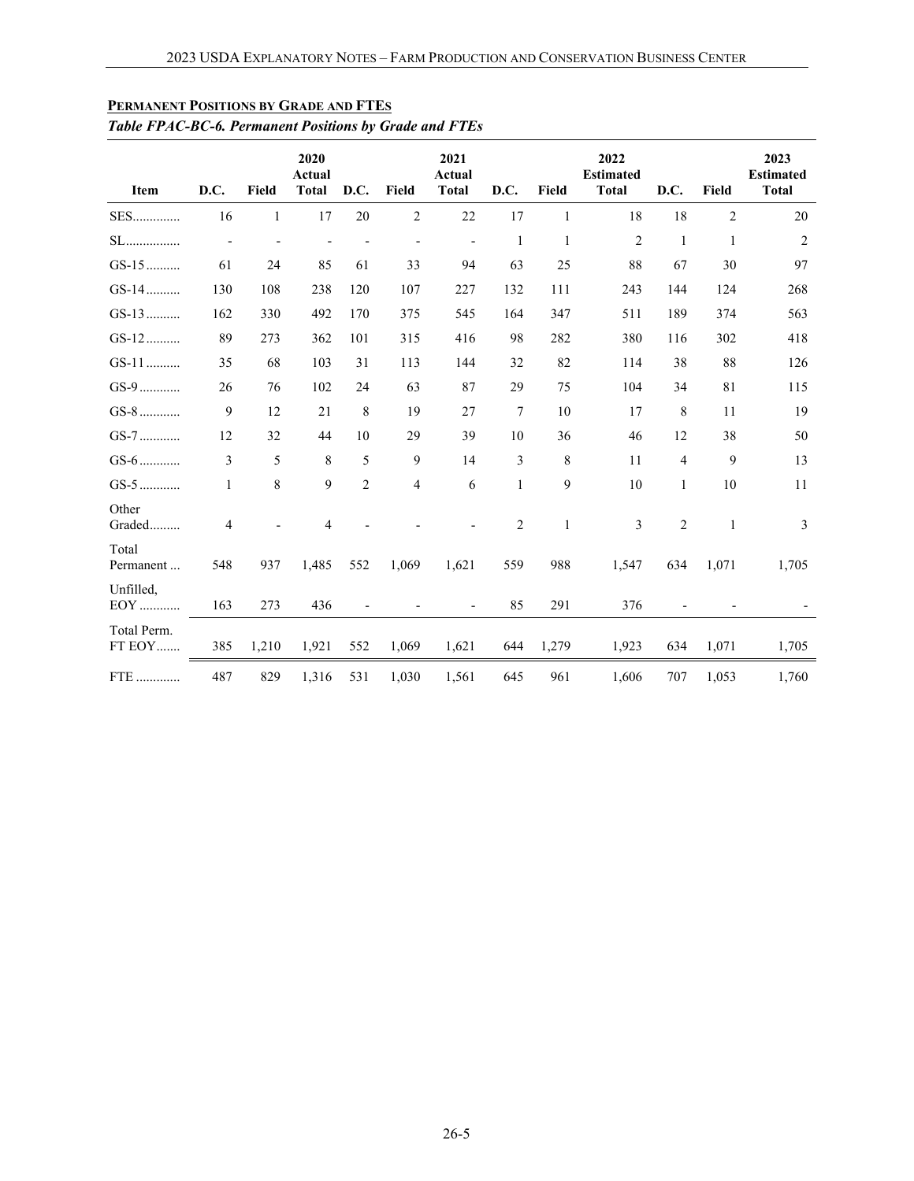## PERMANENT POSITIONS BY GRADE AND FTES

*Table FPAC-BC-6. Permanent Positions by Grade and FTEs*

| Item | D.C. | Field | 2020 Actual Total | D.C. | Field | 2021 Actual Total | D.C. | Field | 2022 Estimated Total | D.C. | Field | 2023 Estimated Total |
|---|---|---|---|---|---|---|---|---|---|---|---|---|
| SES | 16 | 1 | 17 | 20 | 2 | 22 | 17 | 1 | 18 | 18 | 2 | 20 |
| SL | - | - | - | - | - | - | 1 | 1 | 2 | 1 | 1 | 2 |
| GS-15 | 61 | 24 | 85 | 61 | 33 | 94 | 63 | 25 | 88 | 67 | 30 | 97 |
| GS-14 | 130 | 108 | 238 | 120 | 107 | 227 | 132 | 111 | 243 | 144 | 124 | 268 |
| GS-13 | 162 | 330 | 492 | 170 | 375 | 545 | 164 | 347 | 511 | 189 | 374 | 563 |
| GS-12 | 89 | 273 | 362 | 101 | 315 | 416 | 98 | 282 | 380 | 116 | 302 | 418 |
| GS-11 | 35 | 68 | 103 | 31 | 113 | 144 | 32 | 82 | 114 | 38 | 88 | 126 |
| GS-9 | 26 | 76 | 102 | 24 | 63 | 87 | 29 | 75 | 104 | 34 | 81 | 115 |
| GS-8 | 9 | 12 | 21 | 8 | 19 | 27 | 7 | 10 | 17 | 8 | 11 | 19 |
| GS-7 | 12 | 32 | 44 | 10 | 29 | 39 | 10 | 36 | 46 | 12 | 38 | 50 |
| GS-6 | 3 | 5 | 8 | 5 | 9 | 14 | 3 | 8 | 11 | 4 | 9 | 13 |
| GS-5 | 1 | 8 | 9 | 2 | 4 | 6 | 1 | 9 | 10 | 1 | 10 | 11 |
| Other Graded | 4 | - | 4 | - | - | - | 2 | 1 | 3 | 2 | 1 | 3 |
| Total Permanent | 548 | 937 | 1,485 | 552 | 1,069 | 1,621 | 559 | 988 | 1,547 | 634 | 1,071 | 1,705 |
| Unfilled, EOY | 163 | 273 | 436 | - | - | - | 85 | 291 | 376 | - | - | - |
| Total Perm. FT EOY | 385 | 1,210 | 1,921 | 552 | 1,069 | 1,621 | 644 | 1,279 | 1,923 | 634 | 1,071 | 1,705 |
| FTE | 487 | 829 | 1,316 | 531 | 1,030 | 1,561 | 645 | 961 | 1,606 | 707 | 1,053 | 1,760 |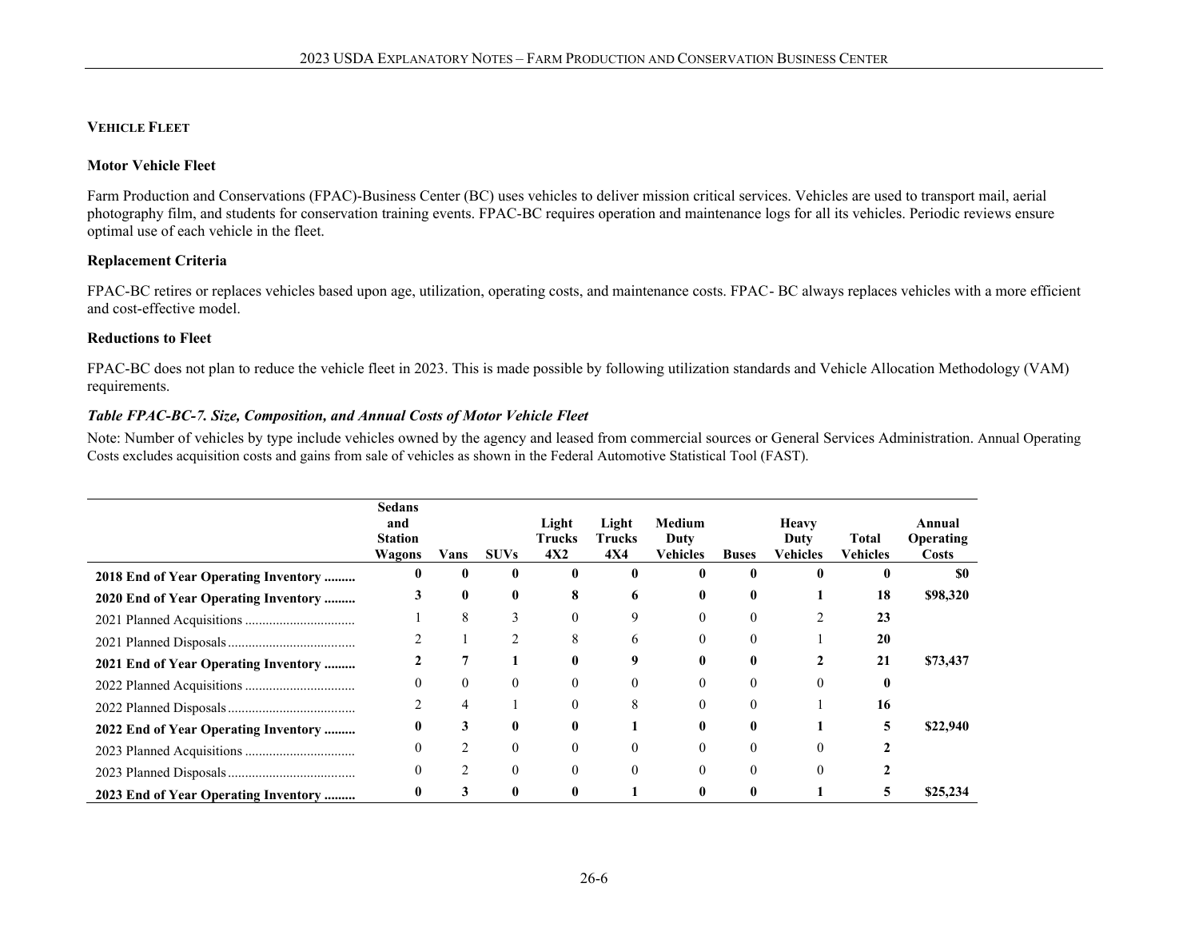## Vehicle Fleet

### Motor Vehicle Fleet

Farm Production and Conservations (FPAC)-Business Center (BC) uses vehicles to deliver mission critical services. Vehicles are used to transport mail, aerial photography film, and students for conservation training events. FPAC-BC requires operation and maintenance logs for all its vehicles. Periodic reviews ensure optimal use of each vehicle in the fleet.

### Replacement Criteria

FPAC-BC retires or replaces vehicles based upon age, utilization, operating costs, and maintenance costs. FPAC- BC always replaces vehicles with a more efficient and cost-effective model.

### Reductions to Fleet

FPAC-BC does not plan to reduce the vehicle fleet in 2023. This is made possible by following utilization standards and Vehicle Allocation Methodology (VAM) requirements.

***Table FPAC-BC-7. Size, Composition, and Annual Costs of Motor Vehicle Fleet***

Note: Number of vehicles by type include vehicles owned by the agency and leased from commercial sources or General Services Administration. Annual Operating Costs excludes acquisition costs and gains from sale of vehicles as shown in the Federal Automotive Statistical Tool (FAST).

| | Sedans and Station Wagons | Vans | SUVs | Light Trucks 4X2 | Light Trucks 4X4 | Medium Duty Vehicles | Buses | Heavy Duty Vehicles | Total Vehicles | Annual Operating Costs |
|---|---|---|---|---|---|---|---|---|---|---|
| **2018 End of Year Operating Inventory** | **0** | **0** | **0** | **0** | **0** | **0** | **0** | **0** | **0** | **$0** |
| **2020 End of Year Operating Inventory** | **3** | **0** | **0** | **8** | **6** | **0** | **0** | **1** | **18** | **$98,320** |
| 2021 Planned Acquisitions | 1 | 8 | 3 | 0 | 9 | 0 | 0 | 2 | **23** | |
| 2021 Planned Disposals | 2 | 1 | 2 | 8 | 6 | 0 | 0 | 1 | **20** | |
| **2021 End of Year Operating Inventory** | **2** | **7** | **1** | **0** | **9** | **0** | **0** | **2** | **21** | **$73,437** |
| 2022 Planned Acquisitions | 0 | 0 | 0 | 0 | 0 | 0 | 0 | 0 | **0** | |
| 2022 Planned Disposals | 2 | 4 | 1 | 0 | 8 | 0 | 0 | 1 | **16** | |
| **2022 End of Year Operating Inventory** | **0** | **3** | **0** | **0** | **1** | **0** | **0** | **1** | **5** | **$22,940** |
| 2023 Planned Acquisitions | 0 | 2 | 0 | 0 | 0 | 0 | 0 | 0 | **2** | |
| 2023 Planned Disposals | 0 | 2 | 0 | 0 | 0 | 0 | 0 | 0 | **2** | |
| **2023 End of Year Operating Inventory** | **0** | **3** | **0** | **0** | **1** | **0** | **0** | **1** | **5** | **$25,234** |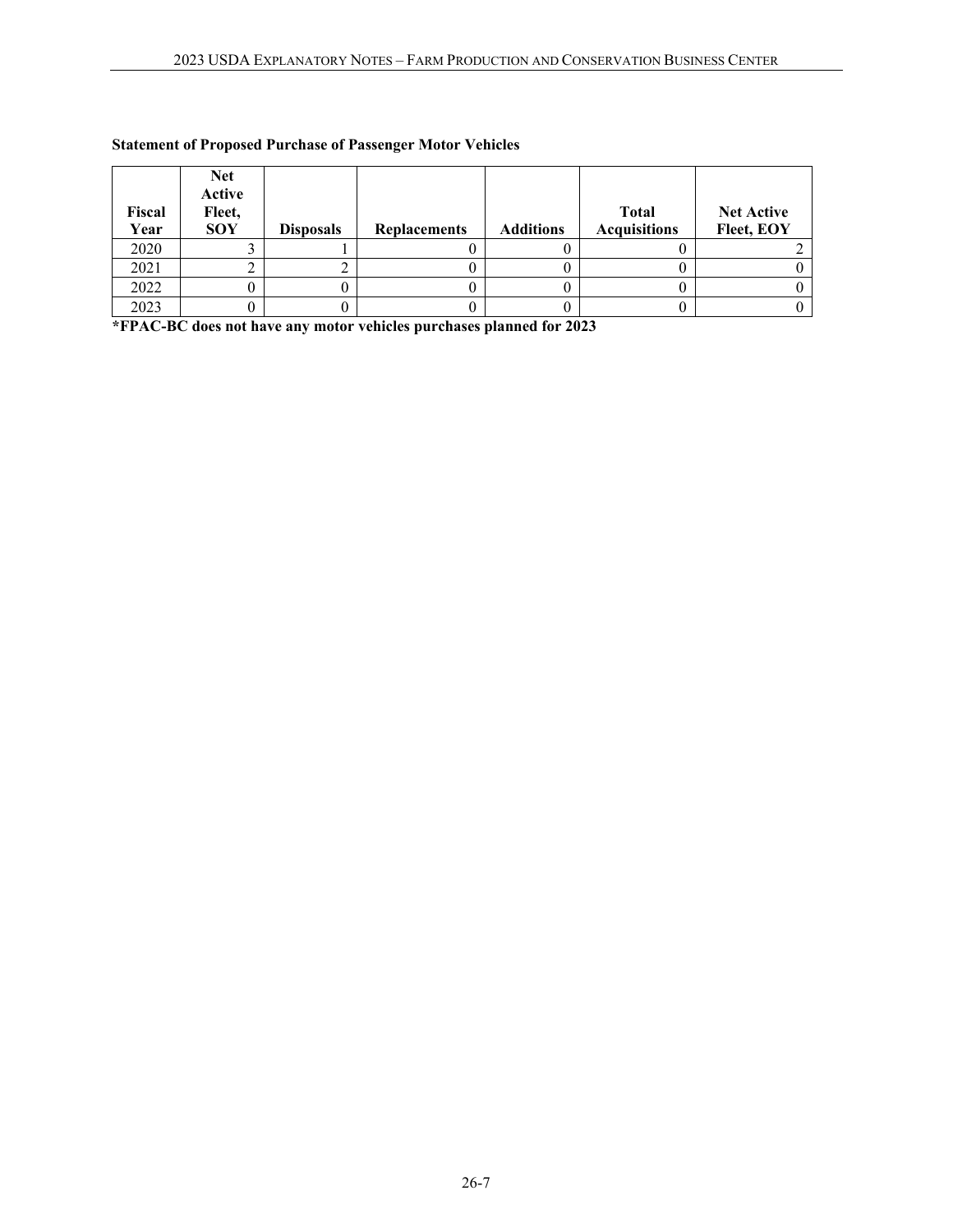**Statement of Proposed Purchase of Passenger Motor Vehicles**

| Fiscal Year | Net Active Fleet, SOY | Disposals | Replacements | Additions | Total Acquisitions | Net Active Fleet, EOY |
|---|---|---|---|---|---|---|
| 2020 | 3 | 1 | 0 | 0 | 0 | 2 |
| 2021 | 2 | 2 | 0 | 0 | 0 | 0 |
| 2022 | 0 | 0 | 0 | 0 | 0 | 0 |
| 2023 | 0 | 0 | 0 | 0 | 0 | 0 |

**\*FPAC-BC does not have any motor vehicles purchases planned for 2023**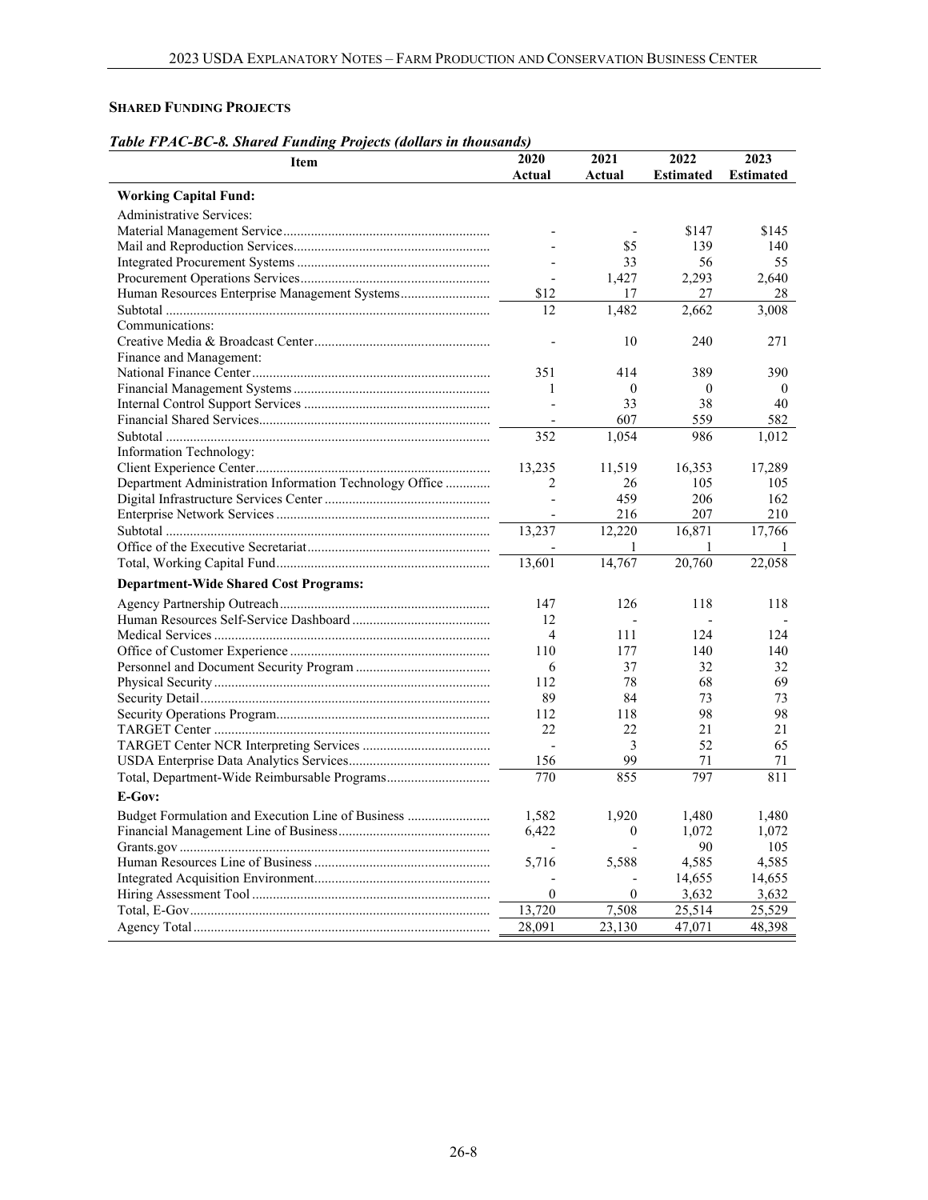**SHARED FUNDING PROJECTS**

*Table FPAC-BC-8. Shared Funding Projects (dollars in thousands)*

| Item | 2020 Actual | 2021 Actual | 2022 Estimated | 2023 Estimated |
|---|---|---|---|---|
| **Working Capital Fund:** | | | | |
| Administrative Services: | | | | |
| Material Management Service | - | - | $147 | $145 |
| Mail and Reproduction Services | - | $5 | 139 | 140 |
| Integrated Procurement Systems | - | 33 | 56 | 55 |
| Procurement Operations Services | - | 1,427 | 2,293 | 2,640 |
| Human Resources Enterprise Management Systems | $12 | 17 | 27 | 28 |
| Subtotal | 12 | 1,482 | 2,662 | 3,008 |
| Communications: | | | | |
| Creative Media & Broadcast Center | - | 10 | 240 | 271 |
| Finance and Management: | | | | |
| National Finance Center | 351 | 414 | 389 | 390 |
| Financial Management Systems | 1 | 0 | 0 | 0 |
| Internal Control Support Services | - | 33 | 38 | 40 |
| Financial Shared Services | - | 607 | 559 | 582 |
| Subtotal | 352 | 1,054 | 986 | 1,012 |
| Information Technology: | | | | |
| Client Experience Center | 13,235 | 11,519 | 16,353 | 17,289 |
| Department Administration Information Technology Office | 2 | 26 | 105 | 105 |
| Digital Infrastructure Services Center | - | 459 | 206 | 162 |
| Enterprise Network Services | - | 216 | 207 | 210 |
| Subtotal | 13,237 | 12,220 | 16,871 | 17,766 |
| Office of the Executive Secretariat | - | 1 | 1 | 1 |
| Total, Working Capital Fund | 13,601 | 14,767 | 20,760 | 22,058 |
| **Department-Wide Shared Cost Programs:** | | | | |
| Agency Partnership Outreach | 147 | 126 | 118 | 118 |
| Human Resources Self-Service Dashboard | 12 | - | - | - |
| Medical Services | 4 | 111 | 124 | 124 |
| Office of Customer Experience | 110 | 177 | 140 | 140 |
| Personnel and Document Security Program | 6 | 37 | 32 | 32 |
| Physical Security | 112 | 78 | 68 | 69 |
| Security Detail | 89 | 84 | 73 | 73 |
| Security Operations Program | 112 | 118 | 98 | 98 |
| TARGET Center | 22 | 22 | 21 | 21 |
| TARGET Center NCR Interpreting Services | - | 3 | 52 | 65 |
| USDA Enterprise Data Analytics Services | 156 | 99 | 71 | 71 |
| Total, Department-Wide Reimbursable Programs | 770 | 855 | 797 | 811 |
| **E-Gov:** | | | | |
| Budget Formulation and Execution Line of Business | 1,582 | 1,920 | 1,480 | 1,480 |
| Financial Management Line of Business | 6,422 | 0 | 1,072 | 1,072 |
| Grants.gov | - | - | 90 | 105 |
| Human Resources Line of Business | 5,716 | 5,588 | 4,585 | 4,585 |
| Integrated Acquisition Environment | - | - | 14,655 | 14,655 |
| Hiring Assessment Tool | 0 | 0 | 3,632 | 3,632 |
| Total, E-Gov | 13,720 | 7,508 | 25,514 | 25,529 |
| Agency Total | 28,091 | 23,130 | 47,071 | 48,398 |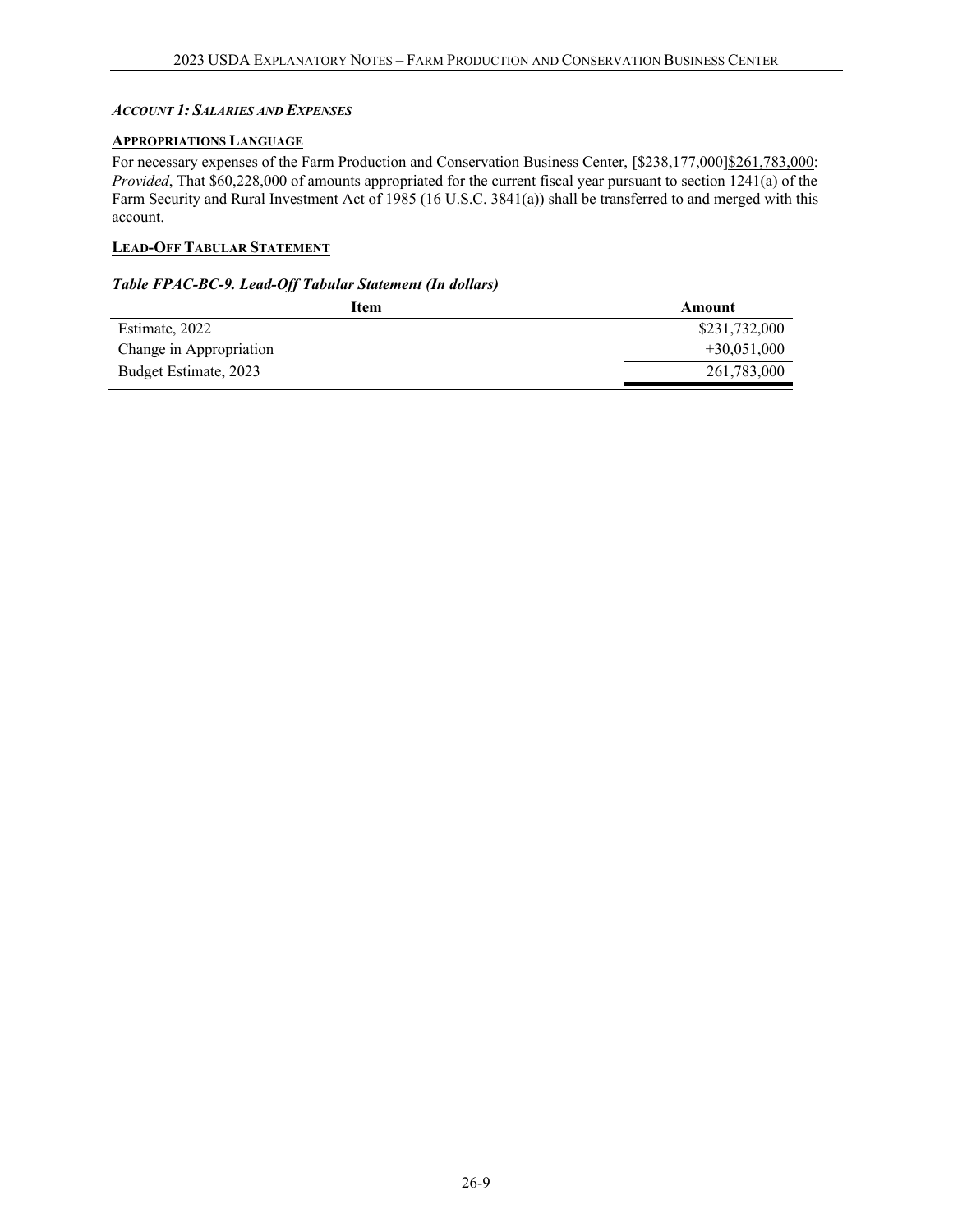*ACCOUNT 1: SALARIES AND EXPENSES*

**APPROPRIATIONS LANGUAGE**

For necessary expenses of the Farm Production and Conservation Business Center, [$238,177,000]$261,783,000: *Provided*, That $60,228,000 of amounts appropriated for the current fiscal year pursuant to section 1241(a) of the Farm Security and Rural Investment Act of 1985 (16 U.S.C. 3841(a)) shall be transferred to and merged with this account.

**LEAD-OFF TABULAR STATEMENT**

***Table FPAC-BC-9. Lead-Off Tabular Statement (In dollars)***

| Item | Amount |
|---|---|
| Estimate, 2022 | $231,732,000 |
| Change in Appropriation | +30,051,000 |
| Budget Estimate, 2023 | 261,783,000 |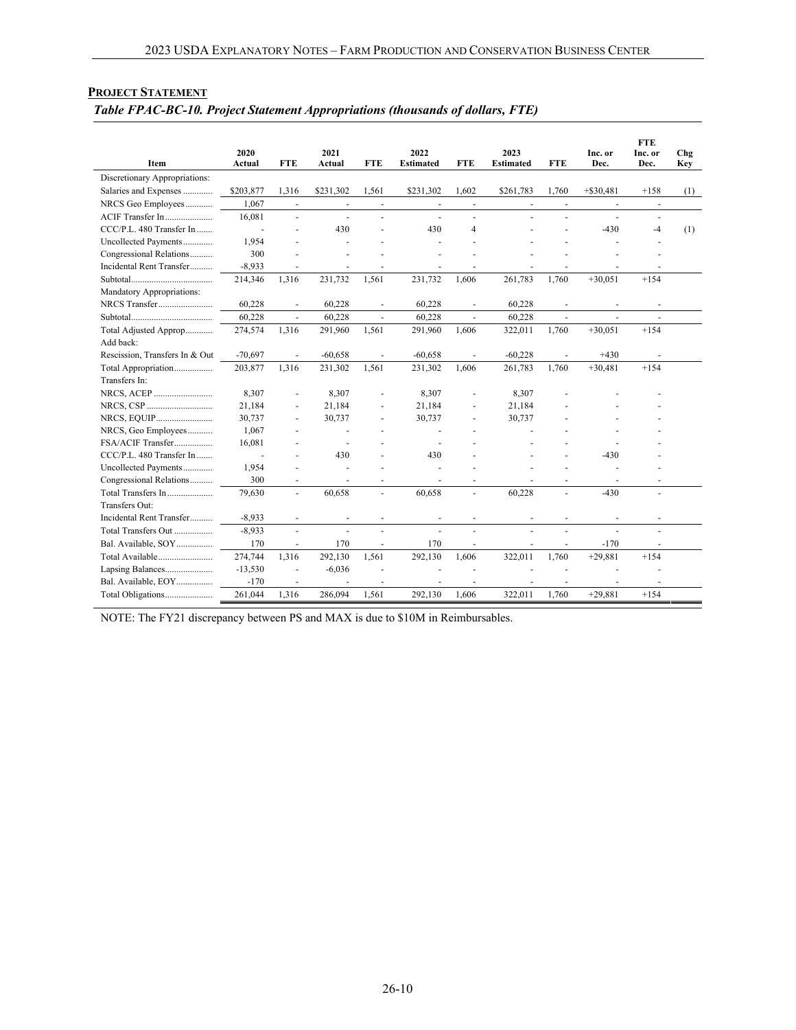## PROJECT STATEMENT

*Table FPAC-BC-10. Project Statement Appropriations (thousands of dollars, FTE)*

| Item | 2020 Actual | FTE | 2021 Actual | FTE | 2022 Estimated | FTE | 2023 Estimated | FTE | Inc. or Dec. | FTE Inc. or Dec. | Chg Key |
|---|---|---|---|---|---|---|---|---|---|---|---|
| Discretionary Appropriations: | | | | | | | | | | | |
| Salaries and Expenses | $203,877 | 1,316 | $231,302 | 1,561 | $231,302 | 1,602 | $261,783 | 1,760 | +$30,481 | +158 | (1) |
| NRCS Geo Employees | 1,067 | - | - | - | - | - | - | - | - | - | |
| ACIF Transfer In | 16,081 | - | - | - | - | - | - | - | - | - | |
| CCC/P.L. 480 Transfer In | - | - | 430 | - | 430 | 4 | - | - | -430 | -4 | (1) |
| Uncollected Payments | 1,954 | - | - | - | - | - | - | - | - | - | |
| Congressional Relations | 300 | - | - | - | - | - | - | - | - | - | |
| Incidental Rent Transfer | -8,933 | - | - | - | - | - | - | - | - | - | |
| Subtotal | 214,346 | 1,316 | 231,732 | 1,561 | 231,732 | 1,606 | 261,783 | 1,760 | +30,051 | +154 | |
| Mandatory Appropriations: | | | | | | | | | | | |
| NRCS Transfer | 60,228 | - | 60,228 | - | 60,228 | - | 60,228 | - | - | - | |
| Subtotal | 60,228 | - | 60,228 | - | 60,228 | - | 60,228 | - | - | - | |
| Total Adjusted Approp | 274,574 | 1,316 | 291,960 | 1,561 | 291,960 | 1,606 | 322,011 | 1,760 | +30,051 | +154 | |
| Add back: | | | | | | | | | | | |
| Rescission, Transfers In & Out | -70,697 | - | -60,658 | - | -60,658 | - | -60,228 | - | +430 | - | |
| Total Appropriation | 203,877 | 1,316 | 231,302 | 1,561 | 231,302 | 1,606 | 261,783 | 1,760 | +30,481 | +154 | |
| Transfers In: | | | | | | | | | | | |
| NRCS, ACEP | 8,307 | - | 8,307 | - | 8,307 | - | 8,307 | - | - | - | |
| NRCS, CSP | 21,184 | - | 21,184 | - | 21,184 | - | 21,184 | - | - | - | |
| NRCS, EQUIP | 30,737 | - | 30,737 | - | 30,737 | - | 30,737 | - | - | - | |
| NRCS, Geo Employees | 1,067 | - | - | - | - | - | - | - | - | - | |
| FSA/ACIF Transfer | 16,081 | - | - | - | - | - | - | - | - | - | |
| CCC/P.L. 480 Transfer In | - | - | 430 | - | 430 | - | - | - | -430 | - | |
| Uncollected Payments | 1,954 | - | - | - | - | - | - | - | - | - | |
| Congressional Relations | 300 | - | - | - | - | - | - | - | - | - | |
| Total Transfers In | 79,630 | - | 60,658 | - | 60,658 | - | 60,228 | - | -430 | - | |
| Transfers Out: | | | | | | | | | | | |
| Incidental Rent Transfer | -8,933 | - | - | - | - | - | - | - | - | - | |
| Total Transfers Out | -8,933 | - | - | - | - | - | - | - | - | - | |
| Bal. Available, SOY | 170 | - | 170 | - | 170 | - | - | - | -170 | - | |
| Total Available | 274,744 | 1,316 | 292,130 | 1,561 | 292,130 | 1,606 | 322,011 | 1,760 | +29,881 | +154 | |
| Lapsing Balances | -13,530 | - | -6,036 | - | - | - | - | - | - | - | |
| Bal. Available, EOY | -170 | - | - | - | - | - | - | - | - | - | |
| Total Obligations | 261,044 | 1,316 | 286,094 | 1,561 | 292,130 | 1,606 | 322,011 | 1,760 | +29,881 | +154 | |

NOTE: The FY21 discrepancy between PS and MAX is due to $10M in Reimbursables.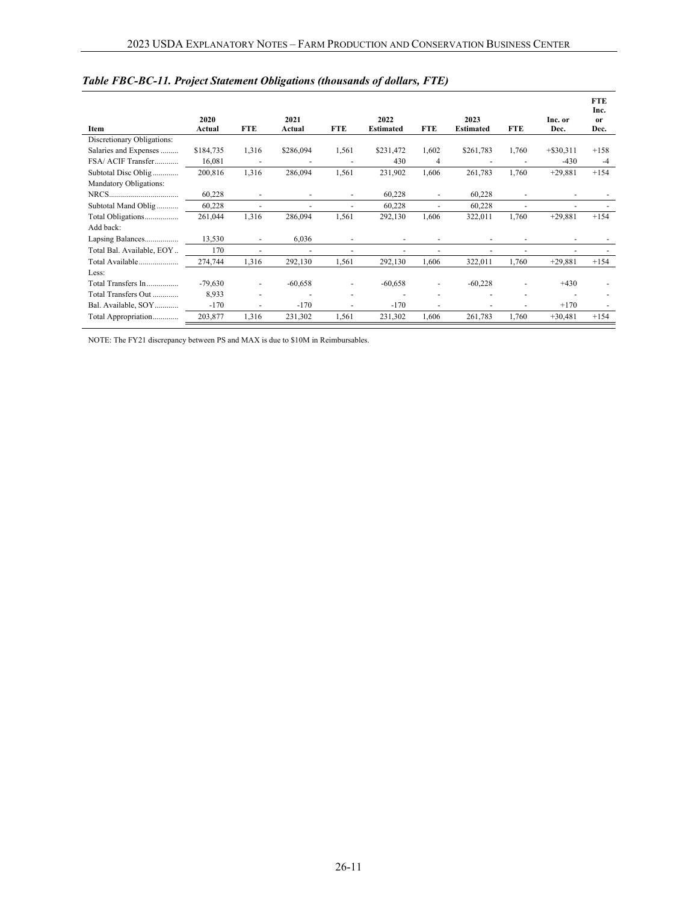*Table FBC-BC-11. Project Statement Obligations (thousands of dollars, FTE)*

| Item | 2020 Actual | FTE | 2021 Actual | FTE | 2022 Estimated | FTE | 2023 Estimated | FTE | Inc. or Dec. | FTE Inc. or Dec. |
|---|---|---|---|---|---|---|---|---|---|---|
| Discretionary Obligations: | | | | | | | | | | |
| Salaries and Expenses | $184,735 | 1,316 | $286,094 | 1,561 | $231,472 | 1,602 | $261,783 | 1,760 | +$30,311 | +158 |
| FSA/ ACIF Transfer | 16,081 | - | - | - | 430 | 4 | - | - | -430 | -4 |
| Subtotal Disc Oblig | 200,816 | 1,316 | 286,094 | 1,561 | 231,902 | 1,606 | 261,783 | 1,760 | +29,881 | +154 |
| Mandatory Obligations: | | | | | | | | | | |
| NRCS | 60,228 | - | - | - | 60,228 | - | 60,228 | - | - | - |
| Subtotal Mand Oblig | 60,228 | - | - | - | 60,228 | - | 60,228 | - | - | - |
| Total Obligations | 261,044 | 1,316 | 286,094 | 1,561 | 292,130 | 1,606 | 322,011 | 1,760 | +29,881 | +154 |
| Add back: | | | | | | | | | | |
| Lapsing Balances | 13,530 | - | 6,036 | - | - | - | - | - | - | - |
| Total Bal. Available, EOY | 170 | - | - | - | - | - | - | - | - | - |
| Total Available | 274,744 | 1,316 | 292,130 | 1,561 | 292,130 | 1,606 | 322,011 | 1,760 | +29,881 | +154 |
| Less: | | | | | | | | | | |
| Total Transfers In | -79,630 | - | -60,658 | - | -60,658 | - | -60,228 | - | +430 | - |
| Total Transfers Out | 8,933 | - | - | - | - | - | - | - | - | - |
| Bal. Available, SOY | -170 | - | -170 | - | -170 | - | - | - | +170 | - |
| Total Appropriation | 203,877 | 1,316 | 231,302 | 1,561 | 231,302 | 1,606 | 261,783 | 1,760 | +30,481 | +154 |

NOTE: The FY21 discrepancy between PS and MAX is due to $10M in Reimbursables.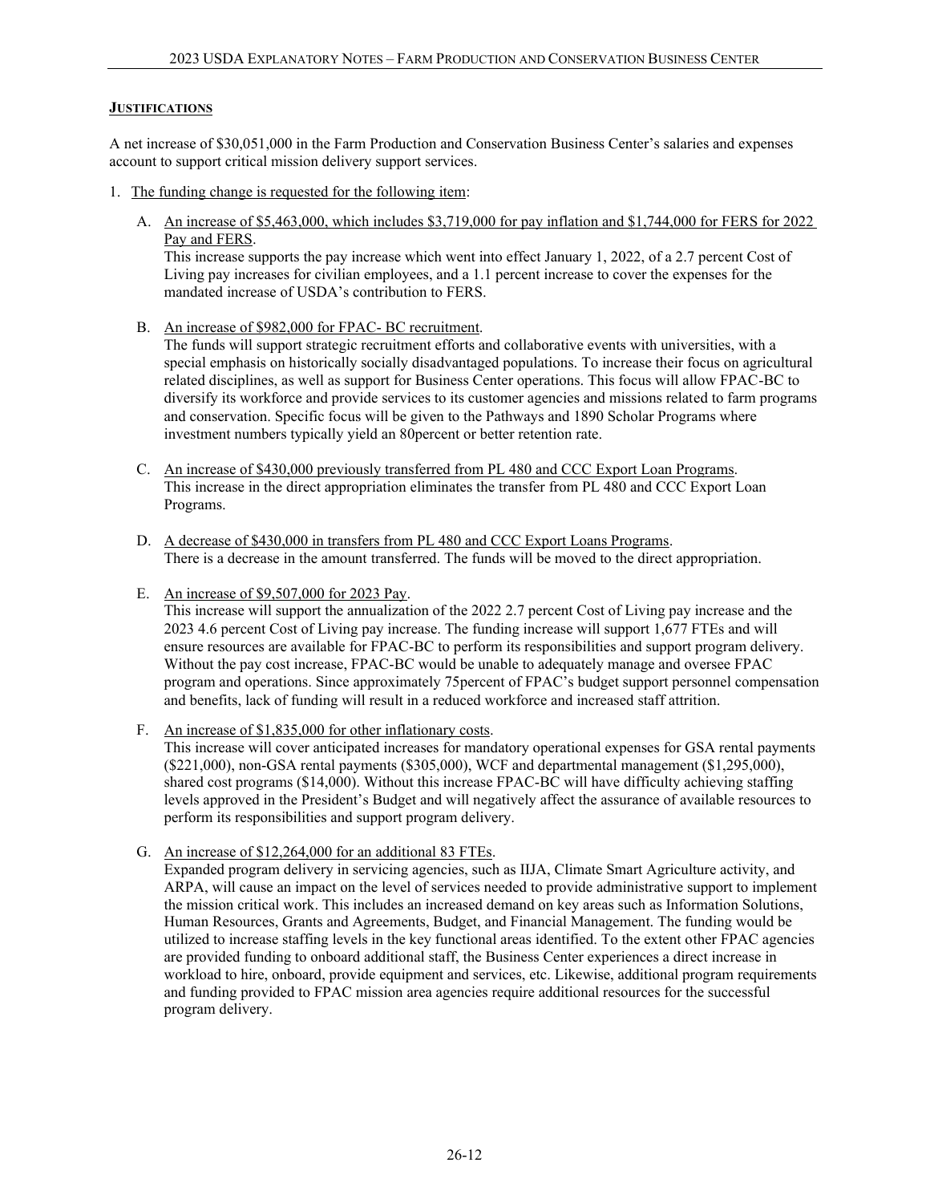#### **JUSTIFICATIONS**

A net increase of $30,051,000 in the Farm Production and Conservation Business Center's salaries and expenses account to support critical mission delivery support services.

1. The funding change is requested for the following item:

   A. An increase of $5,463,000, which includes $3,719,000 for pay inflation and $1,744,000 for FERS for 2022 Pay and FERS.
   This increase supports the pay increase which went into effect January 1, 2022, of a 2.7 percent Cost of Living pay increases for civilian employees, and a 1.1 percent increase to cover the expenses for the mandated increase of USDA's contribution to FERS.

   B. An increase of $982,000 for FPAC- BC recruitment.
   The funds will support strategic recruitment efforts and collaborative events with universities, with a special emphasis on historically socially disadvantaged populations. To increase their focus on agricultural related disciplines, as well as support for Business Center operations. This focus will allow FPAC-BC to diversify its workforce and provide services to its customer agencies and missions related to farm programs and conservation. Specific focus will be given to the Pathways and 1890 Scholar Programs where investment numbers typically yield an 80percent or better retention rate.

   C. An increase of $430,000 previously transferred from PL 480 and CCC Export Loan Programs.
   This increase in the direct appropriation eliminates the transfer from PL 480 and CCC Export Loan Programs.

   D. A decrease of $430,000 in transfers from PL 480 and CCC Export Loans Programs.
   There is a decrease in the amount transferred. The funds will be moved to the direct appropriation.

   E. An increase of $9,507,000 for 2023 Pay.
   This increase will support the annualization of the 2022 2.7 percent Cost of Living pay increase and the 2023 4.6 percent Cost of Living pay increase. The funding increase will support 1,677 FTEs and will ensure resources are available for FPAC-BC to perform its responsibilities and support program delivery. Without the pay cost increase, FPAC-BC would be unable to adequately manage and oversee FPAC program and operations. Since approximately 75percent of FPAC's budget support personnel compensation and benefits, lack of funding will result in a reduced workforce and increased staff attrition.

   F. An increase of $1,835,000 for other inflationary costs.
   This increase will cover anticipated increases for mandatory operational expenses for GSA rental payments ($221,000), non-GSA rental payments ($305,000), WCF and departmental management ($1,295,000), shared cost programs ($14,000). Without this increase FPAC-BC will have difficulty achieving staffing levels approved in the President's Budget and will negatively affect the assurance of available resources to perform its responsibilities and support program delivery.

   G. An increase of $12,264,000 for an additional 83 FTEs.
   Expanded program delivery in servicing agencies, such as IIJA, Climate Smart Agriculture activity, and ARPA, will cause an impact on the level of services needed to provide administrative support to implement the mission critical work. This includes an increased demand on key areas such as Information Solutions, Human Resources, Grants and Agreements, Budget, and Financial Management. The funding would be utilized to increase staffing levels in the key functional areas identified. To the extent other FPAC agencies are provided funding to onboard additional staff, the Business Center experiences a direct increase in workload to hire, onboard, provide equipment and services, etc. Likewise, additional program requirements and funding provided to FPAC mission area agencies require additional resources for the successful program delivery.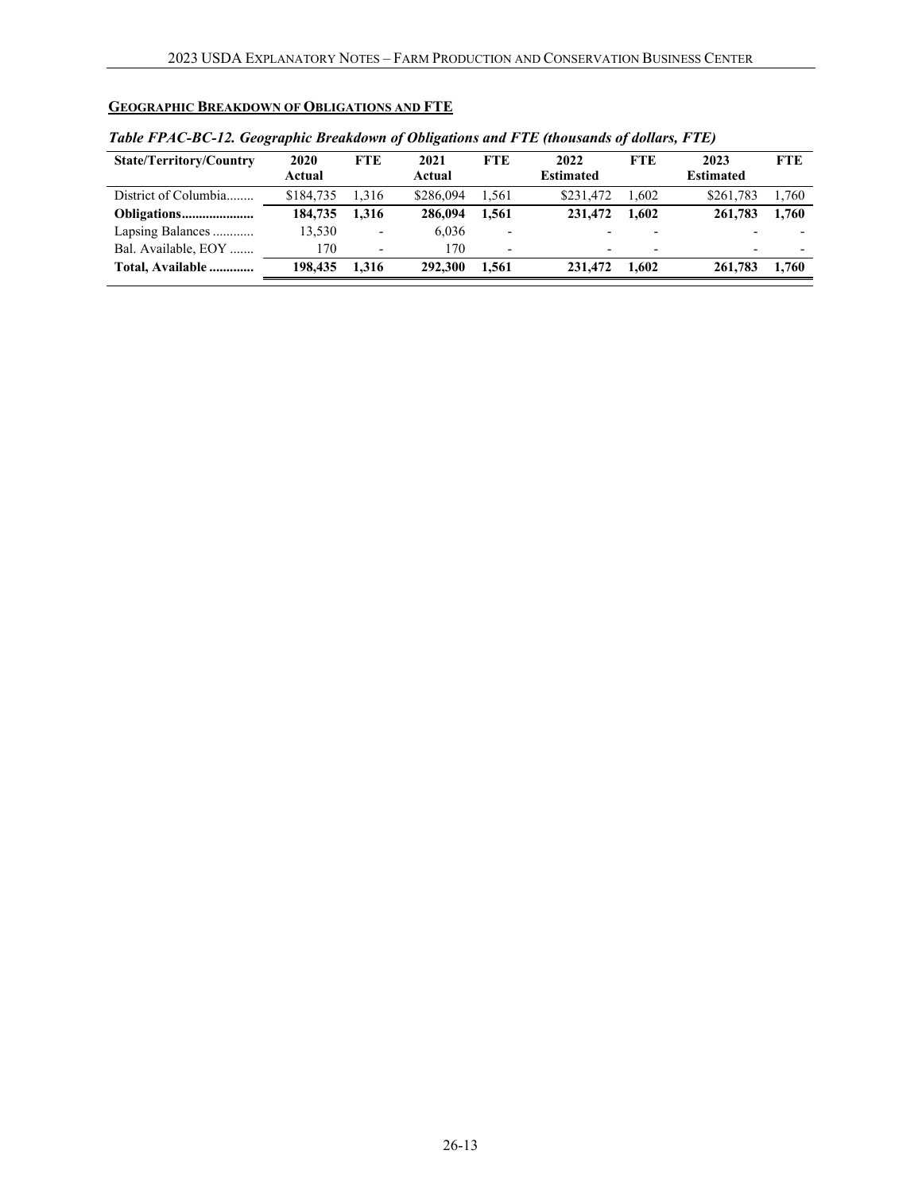## GEOGRAPHIC BREAKDOWN OF OBLIGATIONS AND FTE

*Table FPAC-BC-12. Geographic Breakdown of Obligations and FTE (thousands of dollars, FTE)*

| State/Territory/Country | 2020 Actual | FTE | 2021 Actual | FTE | 2022 Estimated | FTE | 2023 Estimated | FTE |
|---|---|---|---|---|---|---|---|---|
| District of Columbia........ | $184,735 | 1,316 | $286,094 | 1,561 | $231,472 | 1,602 | $261,783 | 1,760 |
| **Obligations.....................** | **184,735** | **1,316** | **286,094** | **1,561** | **231,472** | **1,602** | **261,783** | **1,760** |
| Lapsing Balances ............ | 13,530 | - | 6,036 | - | - | - | - | - |
| Bal. Available, EOY ....... | 170 | - | 170 | - | - | - | - | - |
| **Total, Available .............** | **198,435** | **1,316** | **292,300** | **1,561** | **231,472** | **1,602** | **261,783** | **1,760** |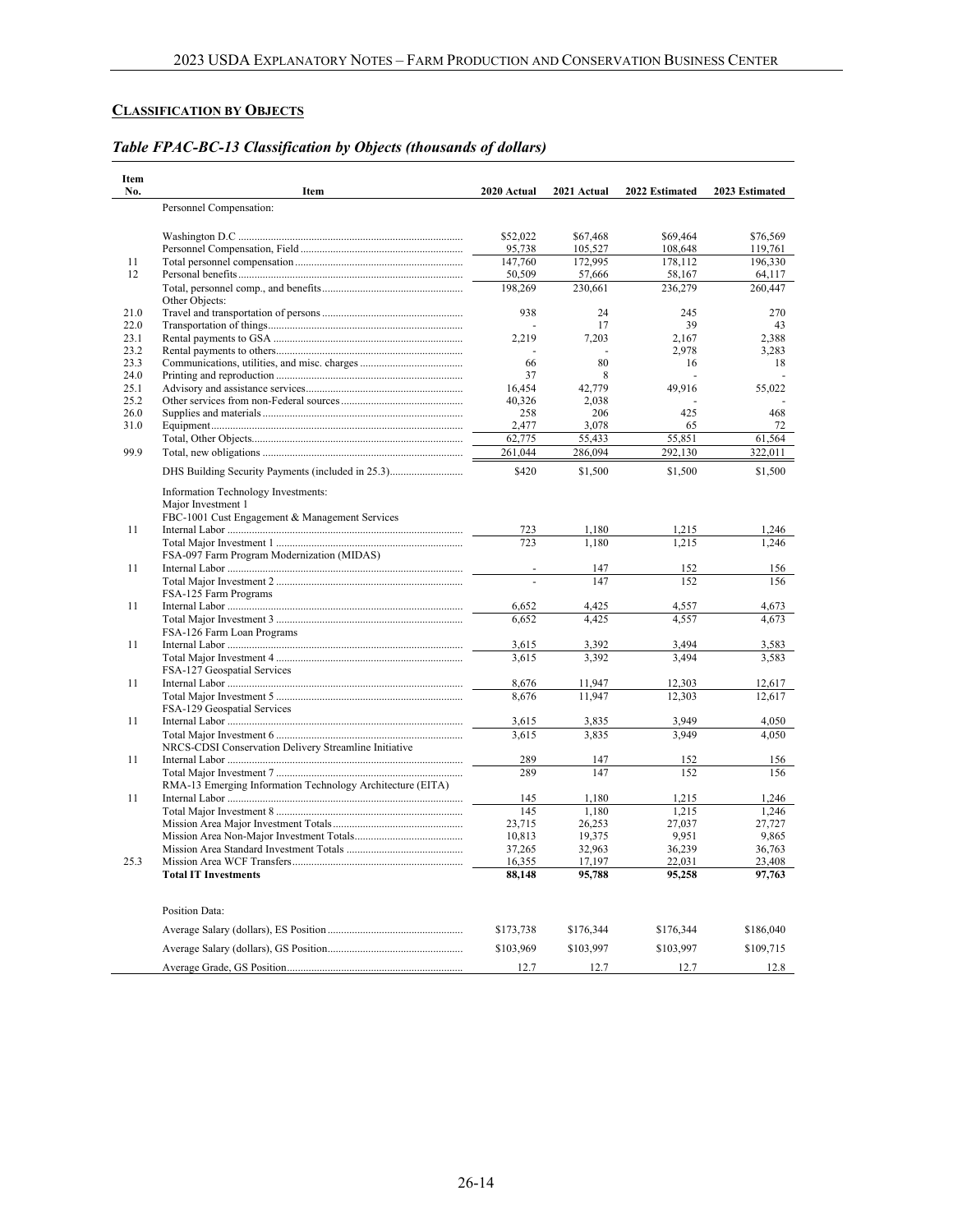## CLASSIFICATION BY OBJECTS

### *Table FPAC-BC-13 Classification by Objects (thousands of dollars)*

| Item No. | Item | 2020 Actual | 2021 Actual | 2022 Estimated | 2023 Estimated |
|---|---|---|---|---|---|
| | Personnel Compensation: | | | | |
| | Washington D.C | $52,022 | $67,468 | $69,464 | $76,569 |
| | Personnel Compensation, Field | 95,738 | 105,527 | 108,648 | 119,761 |
| 11 | Total personnel compensation | 147,760 | 172,995 | 178,112 | 196,330 |
| 12 | Personal benefits | 50,509 | 57,666 | 58,167 | 64,117 |
| | Total, personnel comp., and benefits | 198,269 | 230,661 | 236,279 | 260,447 |
| | Other Objects: | | | | |
| 21.0 | Travel and transportation of persons | 938 | 24 | 245 | 270 |
| 22.0 | Transportation of things | - | 17 | 39 | 43 |
| 23.1 | Rental payments to GSA | 2,219 | 7,203 | 2,167 | 2,388 |
| 23.2 | Rental payments to others | - | - | 2,978 | 3,283 |
| 23.3 | Communications, utilities, and misc. charges | 66 | 80 | 16 | 18 |
| 24.0 | Printing and reproduction | 37 | 8 | - | - |
| 25.1 | Advisory and assistance services | 16,454 | 42,779 | 49,916 | 55,022 |
| 25.2 | Other services from non-Federal sources | 40,326 | 2,038 | - | - |
| 26.0 | Supplies and materials | 258 | 206 | 425 | 468 |
| 31.0 | Equipment | 2,477 | 3,078 | 65 | 72 |
| | Total, Other Objects | 62,775 | 55,433 | 55,851 | 61,564 |
| 99.9 | Total, new obligations | 261,044 | 286,094 | 292,130 | 322,011 |
| | DHS Building Security Payments (included in 25.3) | $420 | $1,500 | $1,500 | $1,500 |
| | Information Technology Investments: | | | | |
| | Major Investment 1 | | | | |
| | FBC-1001 Cust Engagement & Management Services | | | | |
| 11 | Internal Labor | 723 | 1,180 | 1,215 | 1,246 |
| | Total Major Investment 1 | 723 | 1,180 | 1,215 | 1,246 |
| | FSA-097 Farm Program Modernization (MIDAS) | | | | |
| 11 | Internal Labor | - | 147 | 152 | 156 |
| | Total Major Investment 2 | - | 147 | 152 | 156 |
| | FSA-125 Farm Programs | | | | |
| 11 | Internal Labor | 6,652 | 4,425 | 4,557 | 4,673 |
| | Total Major Investment 3 | 6,652 | 4,425 | 4,557 | 4,673 |
| | FSA-126 Farm Loan Programs | | | | |
| 11 | Internal Labor | 3,615 | 3,392 | 3,494 | 3,583 |
| | Total Major Investment 4 | 3,615 | 3,392 | 3,494 | 3,583 |
| | FSA-127 Geospatial Services | | | | |
| 11 | Internal Labor | 8,676 | 11,947 | 12,303 | 12,617 |
| | Total Major Investment 5 | 8,676 | 11,947 | 12,303 | 12,617 |
| | FSA-129 Geospatial Services | | | | |
| 11 | Internal Labor | 3,615 | 3,835 | 3,949 | 4,050 |
| | Total Major Investment 6 | 3,615 | 3,835 | 3,949 | 4,050 |
| | NRCS-CDSI Conservation Delivery Streamline Initiative | | | | |
| 11 | Internal Labor | 289 | 147 | 152 | 156 |
| | Total Major Investment 7 | 289 | 147 | 152 | 156 |
| | RMA-13 Emerging Information Technology Architecture (EITA) | | | | |
| 11 | Internal Labor | 145 | 1,180 | 1,215 | 1,246 |
| | Total Major Investment 8 | 145 | 1,180 | 1,215 | 1,246 |
| | Mission Area Major Investment Totals | 23,715 | 26,253 | 27,037 | 27,727 |
| | Mission Area Non-Major Investment Totals | 10,813 | 19,375 | 9,951 | 9,865 |
| | Mission Area Standard Investment Totals | 37,265 | 32,963 | 36,239 | 36,763 |
| 25.3 | Mission Area WCF Transfers | 16,355 | 17,197 | 22,031 | 23,408 |
| | **Total IT Investments** | **88,148** | **95,788** | **95,258** | **97,763** |
| | Position Data: | | | | |
| | Average Salary (dollars), ES Position | $173,738 | $176,344 | $176,344 | $186,040 |
| | Average Salary (dollars), GS Position | $103,969 | $103,997 | $103,997 | $109,715 |
| | Average Grade, GS Position | 12.7 | 12.7 | 12.7 | 12.8 |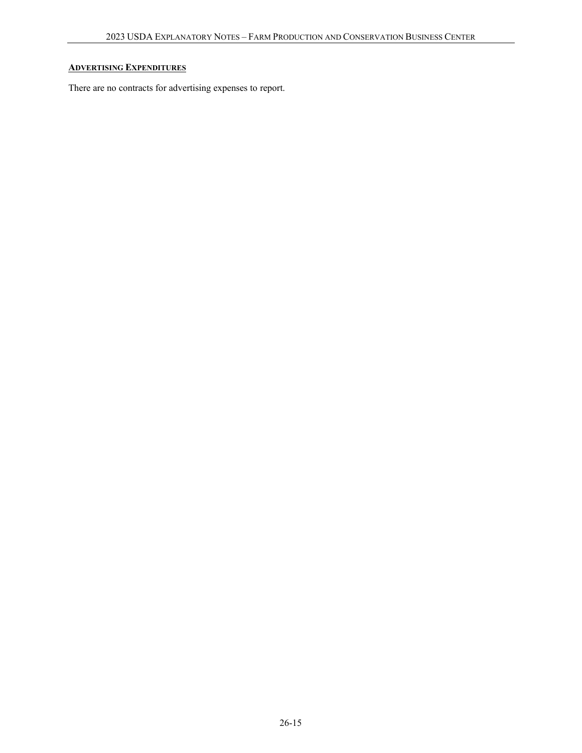## Advertising Expenditures

There are no contracts for advertising expenses to report.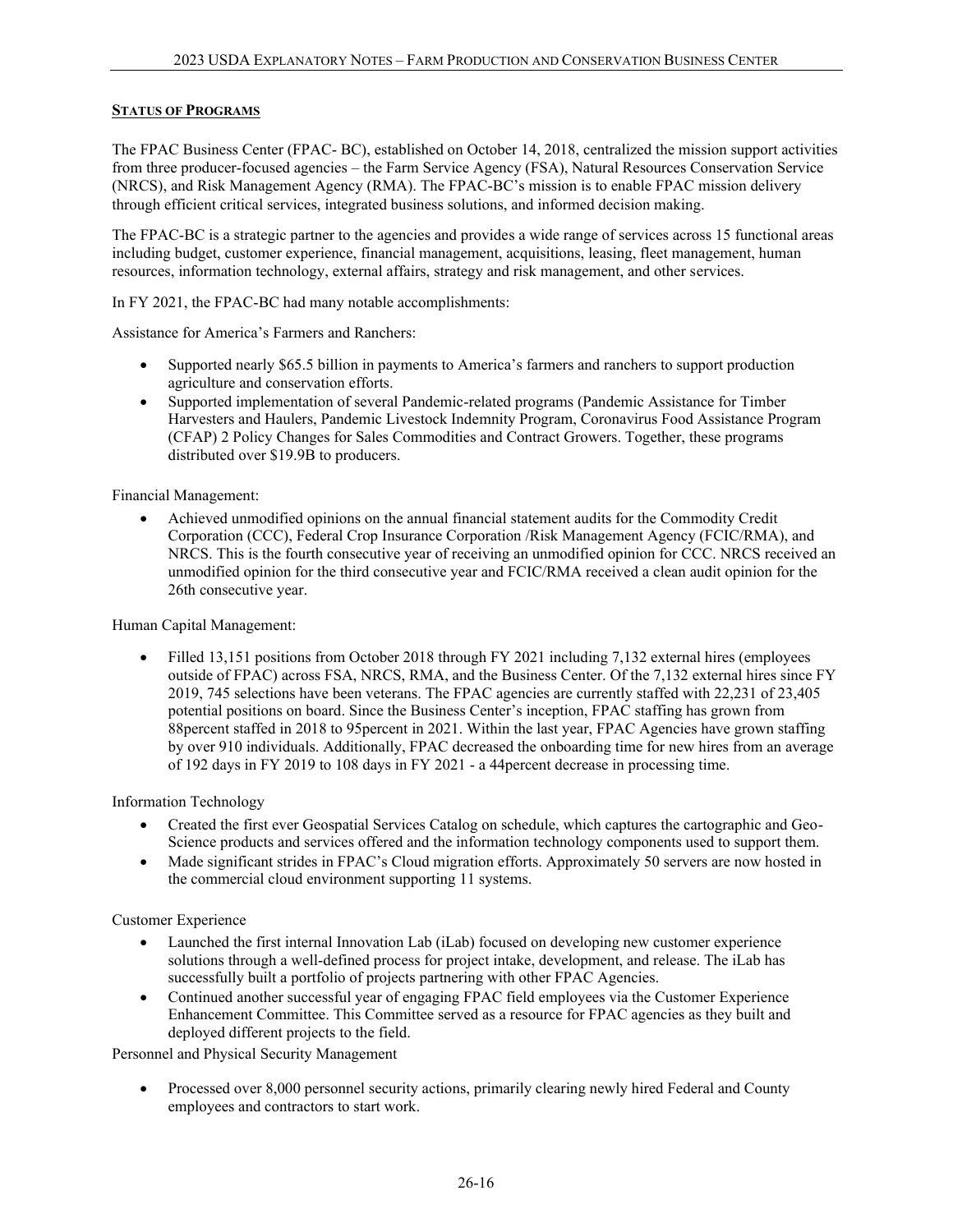## Status of Programs

The FPAC Business Center (FPAC- BC), established on October 14, 2018, centralized the mission support activities from three producer-focused agencies – the Farm Service Agency (FSA), Natural Resources Conservation Service (NRCS), and Risk Management Agency (RMA). The FPAC-BC's mission is to enable FPAC mission delivery through efficient critical services, integrated business solutions, and informed decision making.

The FPAC-BC is a strategic partner to the agencies and provides a wide range of services across 15 functional areas including budget, customer experience, financial management, acquisitions, leasing, fleet management, human resources, information technology, external affairs, strategy and risk management, and other services.

In FY 2021, the FPAC-BC had many notable accomplishments:

Assistance for America's Farmers and Ranchers:

- Supported nearly $65.5 billion in payments to America's farmers and ranchers to support production agriculture and conservation efforts.
- Supported implementation of several Pandemic-related programs (Pandemic Assistance for Timber Harvesters and Haulers, Pandemic Livestock Indemnity Program, Coronavirus Food Assistance Program (CFAP) 2 Policy Changes for Sales Commodities and Contract Growers. Together, these programs distributed over $19.9B to producers.

Financial Management:

- Achieved unmodified opinions on the annual financial statement audits for the Commodity Credit Corporation (CCC), Federal Crop Insurance Corporation /Risk Management Agency (FCIC/RMA), and NRCS. This is the fourth consecutive year of receiving an unmodified opinion for CCC. NRCS received an unmodified opinion for the third consecutive year and FCIC/RMA received a clean audit opinion for the 26th consecutive year.

Human Capital Management:

- Filled 13,151 positions from October 2018 through FY 2021 including 7,132 external hires (employees outside of FPAC) across FSA, NRCS, RMA, and the Business Center. Of the 7,132 external hires since FY 2019, 745 selections have been veterans. The FPAC agencies are currently staffed with 22,231 of 23,405 potential positions on board. Since the Business Center's inception, FPAC staffing has grown from 88percent staffed in 2018 to 95percent in 2021. Within the last year, FPAC Agencies have grown staffing by over 910 individuals. Additionally, FPAC decreased the onboarding time for new hires from an average of 192 days in FY 2019 to 108 days in FY 2021 - a 44percent decrease in processing time.

Information Technology

- Created the first ever Geospatial Services Catalog on schedule, which captures the cartographic and Geo-Science products and services offered and the information technology components used to support them.
- Made significant strides in FPAC's Cloud migration efforts. Approximately 50 servers are now hosted in the commercial cloud environment supporting 11 systems.

Customer Experience

- Launched the first internal Innovation Lab (iLab) focused on developing new customer experience solutions through a well-defined process for project intake, development, and release. The iLab has successfully built a portfolio of projects partnering with other FPAC Agencies.
- Continued another successful year of engaging FPAC field employees via the Customer Experience Enhancement Committee. This Committee served as a resource for FPAC agencies as they built and deployed different projects to the field.

Personnel and Physical Security Management

- Processed over 8,000 personnel security actions, primarily clearing newly hired Federal and County employees and contractors to start work.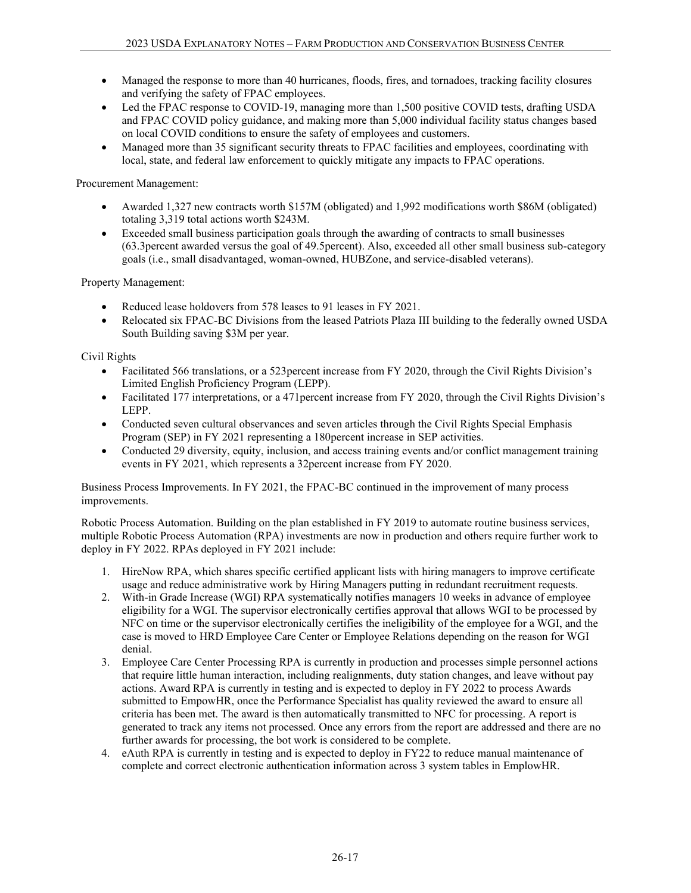- Managed the response to more than 40 hurricanes, floods, fires, and tornadoes, tracking facility closures and verifying the safety of FPAC employees.
- Led the FPAC response to COVID-19, managing more than 1,500 positive COVID tests, drafting USDA and FPAC COVID policy guidance, and making more than 5,000 individual facility status changes based on local COVID conditions to ensure the safety of employees and customers.
- Managed more than 35 significant security threats to FPAC facilities and employees, coordinating with local, state, and federal law enforcement to quickly mitigate any impacts to FPAC operations.

Procurement Management:

- Awarded 1,327 new contracts worth $157M (obligated) and 1,992 modifications worth $86M (obligated) totaling 3,319 total actions worth $243M.
- Exceeded small business participation goals through the awarding of contracts to small businesses (63.3percent awarded versus the goal of 49.5percent). Also, exceeded all other small business sub-category goals (i.e., small disadvantaged, woman-owned, HUBZone, and service-disabled veterans).

Property Management:

- Reduced lease holdovers from 578 leases to 91 leases in FY 2021.
- Relocated six FPAC-BC Divisions from the leased Patriots Plaza III building to the federally owned USDA South Building saving $3M per year.

Civil Rights

- Facilitated 566 translations, or a 523percent increase from FY 2020, through the Civil Rights Division's Limited English Proficiency Program (LEPP).
- Facilitated 177 interpretations, or a 471percent increase from FY 2020, through the Civil Rights Division's LEPP.
- Conducted seven cultural observances and seven articles through the Civil Rights Special Emphasis Program (SEP) in FY 2021 representing a 180percent increase in SEP activities.
- Conducted 29 diversity, equity, inclusion, and access training events and/or conflict management training events in FY 2021, which represents a 32percent increase from FY 2020.

Business Process Improvements. In FY 2021, the FPAC-BC continued in the improvement of many process improvements.

Robotic Process Automation. Building on the plan established in FY 2019 to automate routine business services, multiple Robotic Process Automation (RPA) investments are now in production and others require further work to deploy in FY 2022. RPAs deployed in FY 2021 include:

1. HireNow RPA, which shares specific certified applicant lists with hiring managers to improve certificate usage and reduce administrative work by Hiring Managers putting in redundant recruitment requests.
2. With-in Grade Increase (WGI) RPA systematically notifies managers 10 weeks in advance of employee eligibility for a WGI. The supervisor electronically certifies approval that allows WGI to be processed by NFC on time or the supervisor electronically certifies the ineligibility of the employee for a WGI, and the case is moved to HRD Employee Care Center or Employee Relations depending on the reason for WGI denial.
3. Employee Care Center Processing RPA is currently in production and processes simple personnel actions that require little human interaction, including realignments, duty station changes, and leave without pay actions. Award RPA is currently in testing and is expected to deploy in FY 2022 to process Awards submitted to EmpowHR, once the Performance Specialist has quality reviewed the award to ensure all criteria has been met. The award is then automatically transmitted to NFC for processing. A report is generated to track any items not processed. Once any errors from the report are addressed and there are no further awards for processing, the bot work is considered to be complete.
4. eAuth RPA is currently in testing and is expected to deploy in FY22 to reduce manual maintenance of complete and correct electronic authentication information across 3 system tables in EmplowHR.